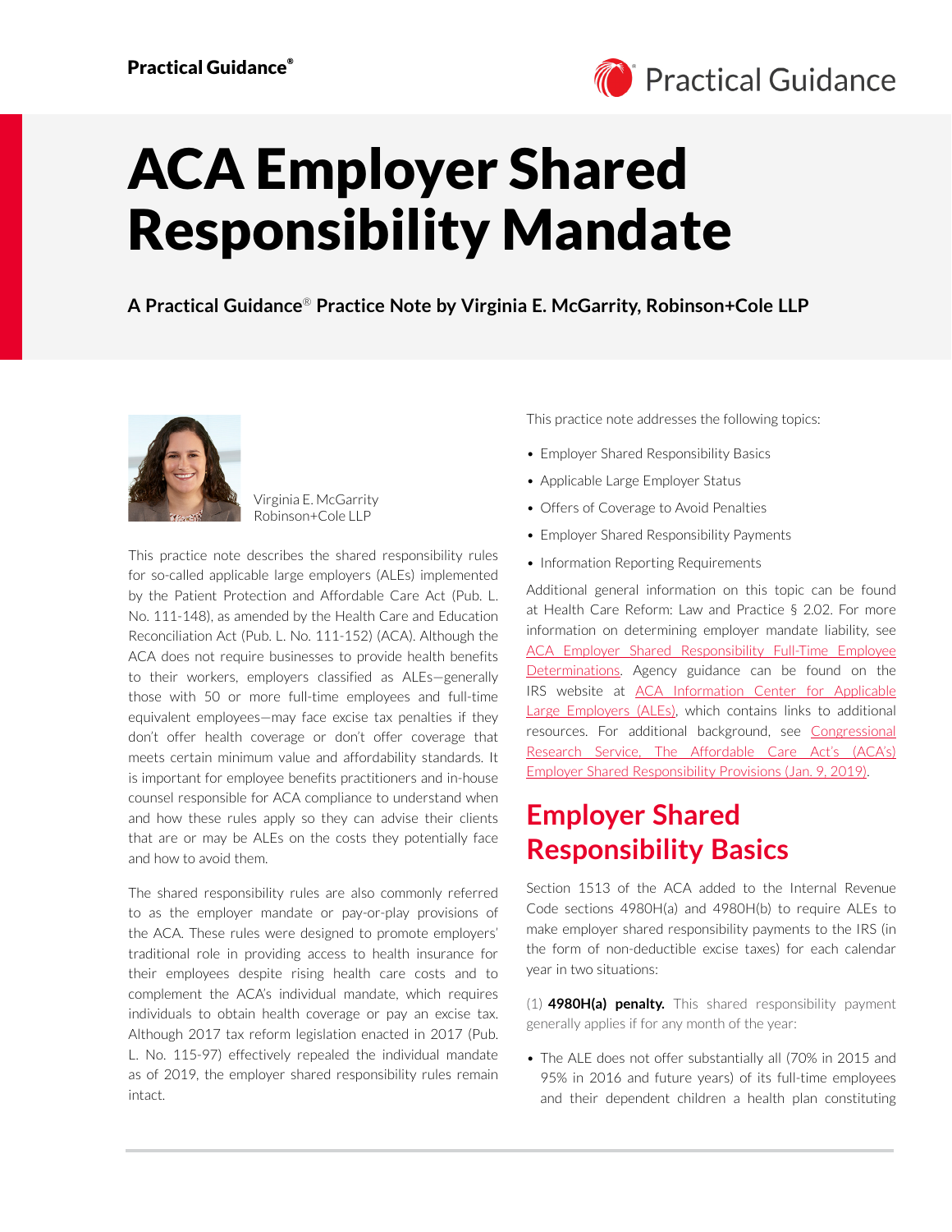# ACA Employer Shared Responsibility Mandate

**A Practical Guidance® Practice Note by Virginia E. McGarrity, Robinson+Cole LLP**

Virginia E. McGarrity
Robinson+Cole LLP

This practice note describes the shared responsibility rules for so-called applicable large employers (ALEs) implemented by the Patient Protection and Affordable Care Act (Pub. L. No. 111-148), as amended by the Health Care and Education Reconciliation Act (Pub. L. No. 111-152) (ACA). Although the ACA does not require businesses to provide health benefits to their workers, employers classified as ALEs—generally those with 50 or more full-time employees and full-time equivalent employees—may face excise tax penalties if they don't offer health coverage or don't offer coverage that meets certain minimum value and affordability standards. It is important for employee benefits practitioners and in-house counsel responsible for ACA compliance to understand when and how these rules apply so they can advise their clients that are or may be ALEs on the costs they potentially face and how to avoid them.

The shared responsibility rules are also commonly referred to as the employer mandate or pay-or-play provisions of the ACA. These rules were designed to promote employers' traditional role in providing access to health insurance for their employees despite rising health care costs and to complement the ACA's individual mandate, which requires individuals to obtain health coverage or pay an excise tax. Although 2017 tax reform legislation enacted in 2017 (Pub. L. No. 115-97) effectively repealed the individual mandate as of 2019, the employer shared responsibility rules remain intact.

This practice note addresses the following topics:

- Employer Shared Responsibility Basics
- Applicable Large Employer Status
- Offers of Coverage to Avoid Penalties
- Employer Shared Responsibility Payments
- Information Reporting Requirements

Additional general information on this topic can be found at Health Care Reform: Law and Practice § 2.02. For more information on determining employer mandate liability, see ACA Employer Shared Responsibility Full-Time Employee Determinations. Agency guidance can be found on the IRS website at ACA Information Center for Applicable Large Employers (ALEs), which contains links to additional resources. For additional background, see Congressional Research Service, The Affordable Care Act's (ACA's) Employer Shared Responsibility Provisions (Jan. 9, 2019).

## Employer Shared Responsibility Basics

Section 1513 of the ACA added to the Internal Revenue Code sections 4980H(a) and 4980H(b) to require ALEs to make employer shared responsibility payments to the IRS (in the form of non-deductible excise taxes) for each calendar year in two situations:

(1) **4980H(a) penalty.** This shared responsibility payment generally applies if for any month of the year:

- The ALE does not offer substantially all (70% in 2015 and 95% in 2016 and future years) of its full-time employees and their dependent children a health plan constituting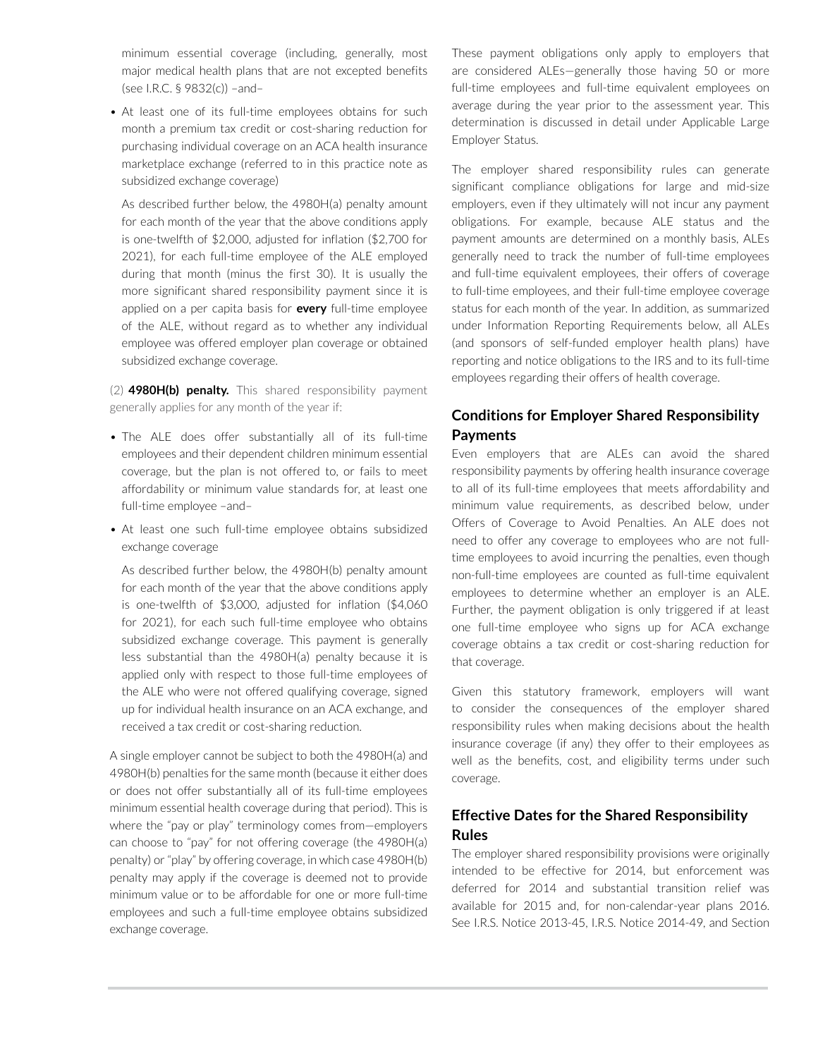minimum essential coverage (including, generally, most major medical health plans that are not excepted benefits (see I.R.C. § 9832(c)) –and–

- At least one of its full-time employees obtains for such month a premium tax credit or cost-sharing reduction for purchasing individual coverage on an ACA health insurance marketplace exchange (referred to in this practice note as subsidized exchange coverage)

  As described further below, the 4980H(a) penalty amount for each month of the year that the above conditions apply is one-twelfth of $2,000, adjusted for inflation ($2,700 for 2021), for each full-time employee of the ALE employed during that month (minus the first 30). It is usually the more significant shared responsibility payment since it is applied on a per capita basis for **every** full-time employee of the ALE, without regard as to whether any individual employee was offered employer plan coverage or obtained subsidized exchange coverage.

(2) **4980H(b) penalty.** This shared responsibility payment generally applies for any month of the year if:

- The ALE does offer substantially all of its full-time employees and their dependent children minimum essential coverage, but the plan is not offered to, or fails to meet affordability or minimum value standards for, at least one full-time employee –and–
- At least one such full-time employee obtains subsidized exchange coverage

  As described further below, the 4980H(b) penalty amount for each month of the year that the above conditions apply is one-twelfth of $3,000, adjusted for inflation ($4,060 for 2021), for each such full-time employee who obtains subsidized exchange coverage. This payment is generally less substantial than the 4980H(a) penalty because it is applied only with respect to those full-time employees of the ALE who were not offered qualifying coverage, signed up for individual health insurance on an ACA exchange, and received a tax credit or cost-sharing reduction.

A single employer cannot be subject to both the 4980H(a) and 4980H(b) penalties for the same month (because it either does or does not offer substantially all of its full-time employees minimum essential health coverage during that period). This is where the "pay or play" terminology comes from—employers can choose to "pay" for not offering coverage (the 4980H(a) penalty) or "play" by offering coverage, in which case 4980H(b) penalty may apply if the coverage is deemed not to provide minimum value or to be affordable for one or more full-time employees and such a full-time employee obtains subsidized exchange coverage.

These payment obligations only apply to employers that are considered ALEs—generally those having 50 or more full-time employees and full-time equivalent employees on average during the year prior to the assessment year. This determination is discussed in detail under Applicable Large Employer Status.

The employer shared responsibility rules can generate significant compliance obligations for large and mid-size employers, even if they ultimately will not incur any payment obligations. For example, because ALE status and the payment amounts are determined on a monthly basis, ALEs generally need to track the number of full-time employees and full-time equivalent employees, their offers of coverage to full-time employees, and their full-time employee coverage status for each month of the year. In addition, as summarized under Information Reporting Requirements below, all ALEs (and sponsors of self-funded employer health plans) have reporting and notice obligations to the IRS and to its full-time employees regarding their offers of health coverage.

## Conditions for Employer Shared Responsibility Payments

Even employers that are ALEs can avoid the shared responsibility payments by offering health insurance coverage to all of its full-time employees that meets affordability and minimum value requirements, as described below, under Offers of Coverage to Avoid Penalties. An ALE does not need to offer any coverage to employees who are not full-time employees to avoid incurring the penalties, even though non-full-time employees are counted as full-time equivalent employees to determine whether an employer is an ALE. Further, the payment obligation is only triggered if at least one full-time employee who signs up for ACA exchange coverage obtains a tax credit or cost-sharing reduction for that coverage.

Given this statutory framework, employers will want to consider the consequences of the employer shared responsibility rules when making decisions about the health insurance coverage (if any) they offer to their employees as well as the benefits, cost, and eligibility terms under such coverage.

## Effective Dates for the Shared Responsibility Rules

The employer shared responsibility provisions were originally intended to be effective for 2014, but enforcement was deferred for 2014 and substantial transition relief was available for 2015 and, for non-calendar-year plans 2016. See I.R.S. Notice 2013-45, I.R.S. Notice 2014-49, and Section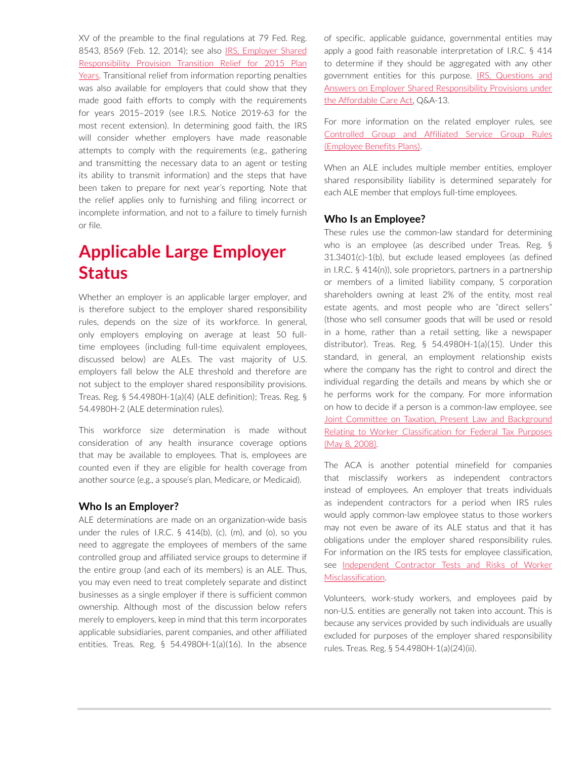XV of the preamble to the final regulations at 79 Fed. Reg. 8543, 8569 (Feb. 12, 2014); see also IRS, Employer Shared Responsibility Provision Transition Relief for 2015 Plan Years. Transitional relief from information reporting penalties was also available for employers that could show that they made good faith efforts to comply with the requirements for years 2015–2019 (see I.R.S. Notice 2019-63 for the most recent extension). In determining good faith, the IRS will consider whether employers have made reasonable attempts to comply with the requirements (e.g., gathering and transmitting the necessary data to an agent or testing its ability to transmit information) and the steps that have been taken to prepare for next year's reporting. Note that the relief applies only to furnishing and filing incorrect or incomplete information, and not to a failure to timely furnish or file.

# Applicable Large Employer Status

Whether an employer is an applicable larger employer, and is therefore subject to the employer shared responsibility rules, depends on the size of its workforce. In general, only employers employing on average at least 50 full-time employees (including full-time equivalent employees, discussed below) are ALEs. The vast majority of U.S. employers fall below the ALE threshold and therefore are not subject to the employer shared responsibility provisions. Treas. Reg. § 54.4980H-1(a)(4) (ALE definition); Treas. Reg. § 54.4980H-2 (ALE determination rules).

This workforce size determination is made without consideration of any health insurance coverage options that may be available to employees. That is, employees are counted even if they are eligible for health coverage from another source (e.g., a spouse's plan, Medicare, or Medicaid).

### Who Is an Employer?

ALE determinations are made on an organization-wide basis under the rules of I.R.C. § 414(b), (c), (m), and (o), so you need to aggregate the employees of members of the same controlled group and affiliated service groups to determine if the entire group (and each of its members) is an ALE. Thus, you may even need to treat completely separate and distinct businesses as a single employer if there is sufficient common ownership. Although most of the discussion below refers merely to employers, keep in mind that this term incorporates applicable subsidiaries, parent companies, and other affiliated entities. Treas. Reg. § 54.4980H-1(a)(16). In the absence of specific, applicable guidance, governmental entities may apply a good faith reasonable interpretation of I.R.C. § 414 to determine if they should be aggregated with any other government entities for this purpose. IRS, Questions and Answers on Employer Shared Responsibility Provisions under the Affordable Care Act, Q&A-13.

For more information on the related employer rules, see Controlled Group and Affiliated Service Group Rules (Employee Benefits Plans).

When an ALE includes multiple member entities, employer shared responsibility liability is determined separately for each ALE member that employs full-time employees.

### Who Is an Employee?

These rules use the common-law standard for determining who is an employee (as described under Treas. Reg. § 31.3401(c)-1(b), but exclude leased employees (as defined in I.R.C. § 414(n)), sole proprietors, partners in a partnership or members of a limited liability company, S corporation shareholders owning at least 2% of the entity, most real estate agents, and most people who are "direct sellers" (those who sell consumer goods that will be used or resold in a home, rather than a retail setting, like a newspaper distributor). Treas. Reg. § 54.4980H-1(a)(15). Under this standard, in general, an employment relationship exists where the company has the right to control and direct the individual regarding the details and means by which she or he performs work for the company. For more information on how to decide if a person is a common-law employee, see Joint Committee on Taxation, Present Law and Background Relating to Worker Classification for Federal Tax Purposes (May 8, 2008).

The ACA is another potential minefield for companies that misclassify workers as independent contractors instead of employees. An employer that treats individuals as independent contractors for a period when IRS rules would apply common-law employee status to those workers may not even be aware of its ALE status and that it has obligations under the employer shared responsibility rules. For information on the IRS tests for employee classification, see Independent Contractor Tests and Risks of Worker Misclassification.

Volunteers, work-study workers, and employees paid by non-U.S. entities are generally not taken into account. This is because any services provided by such individuals are usually excluded for purposes of the employer shared responsibility rules. Treas. Reg. § 54.4980H-1(a)(24)(ii).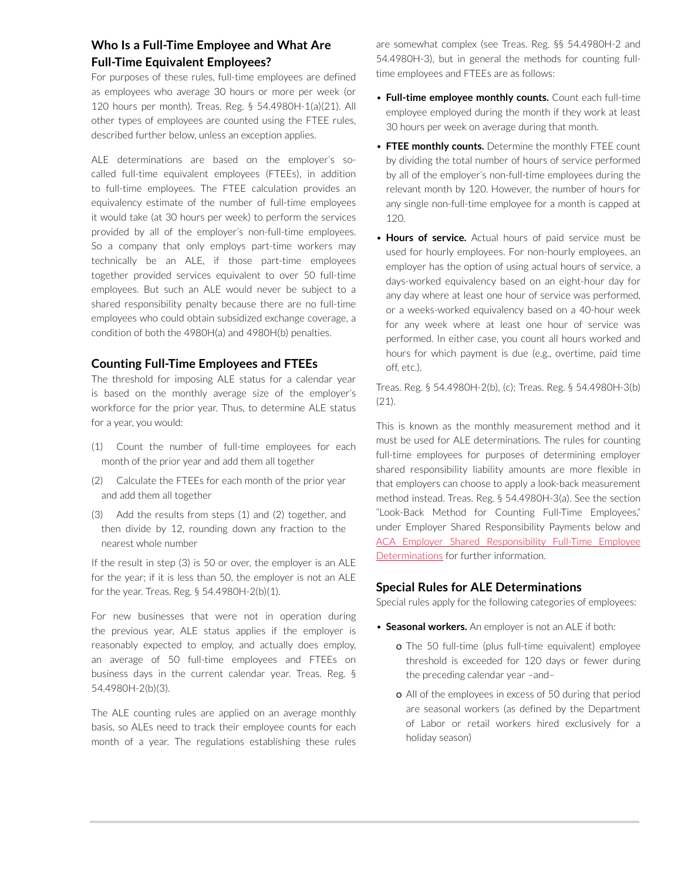### Who Is a Full-Time Employee and What Are Full-Time Equivalent Employees?

For purposes of these rules, full-time employees are defined as employees who average 30 hours or more per week (or 120 hours per month). Treas. Reg. § 54.4980H-1(a)(21). All other types of employees are counted using the FTEE rules, described further below, unless an exception applies.

ALE determinations are based on the employer's so-called full-time equivalent employees (FTEEs), in addition to full-time employees. The FTEE calculation provides an equivalency estimate of the number of full-time employees it would take (at 30 hours per week) to perform the services provided by all of the employer's non-full-time employees. So a company that only employs part-time workers may technically be an ALE, if those part-time employees together provided services equivalent to over 50 full-time employees. But such an ALE would never be subject to a shared responsibility penalty because there are no full-time employees who could obtain subsidized exchange coverage, a condition of both the 4980H(a) and 4980H(b) penalties.

### Counting Full-Time Employees and FTEEs

The threshold for imposing ALE status for a calendar year is based on the monthly average size of the employer's workforce for the prior year. Thus, to determine ALE status for a year, you would:

(1) Count the number of full-time employees for each month of the prior year and add them all together

(2) Calculate the FTEEs for each month of the prior year and add them all together

(3) Add the results from steps (1) and (2) together, and then divide by 12, rounding down any fraction to the nearest whole number

If the result in step (3) is 50 or over, the employer is an ALE for the year; if it is less than 50, the employer is not an ALE for the year. Treas. Reg. § 54.4980H-2(b)(1).

For new businesses that were not in operation during the previous year, ALE status applies if the employer is reasonably expected to employ, and actually does employ, an average of 50 full-time employees and FTEEs on business days in the current calendar year. Treas. Reg. § 54.4980H-2(b)(3).

The ALE counting rules are applied on an average monthly basis, so ALEs need to track their employee counts for each month of a year. The regulations establishing these rules are somewhat complex (see Treas. Reg. §§ 54.4980H-2 and 54.4980H-3), but in general the methods for counting full-time employees and FTEEs are as follows:

- **Full-time employee monthly counts.** Count each full-time employee employed during the month if they work at least 30 hours per week on average during that month.
- **FTEE monthly counts.** Determine the monthly FTEE count by dividing the total number of hours of service performed by all of the employer's non-full-time employees during the relevant month by 120. However, the number of hours for any single non-full-time employee for a month is capped at 120.
- **Hours of service.** Actual hours of paid service must be used for hourly employees. For non-hourly employees, an employer has the option of using actual hours of service, a days-worked equivalency based on an eight-hour day for any day where at least one hour of service was performed, or a weeks-worked equivalency based on a 40-hour week for any week where at least one hour of service was performed. In either case, you count all hours worked and hours for which payment is due (e.g., overtime, paid time off, etc.).

Treas. Reg. § 54.4980H-2(b), (c); Treas. Reg. § 54.4980H-3(b)(21).

This is known as the monthly measurement method and it must be used for ALE determinations. The rules for counting full-time employees for purposes of determining employer shared responsibility liability amounts are more flexible in that employers can choose to apply a look-back measurement method instead. Treas. Reg. § 54.4980H-3(a). See the section "Look-Back Method for Counting Full-Time Employees," under Employer Shared Responsibility Payments below and ACA Employer Shared Responsibility Full-Time Employee Determinations for further information.

### Special Rules for ALE Determinations

Special rules apply for the following categories of employees:

- **Seasonal workers.** An employer is not an ALE if both:
  - The 50 full-time (plus full-time equivalent) employee threshold is exceeded for 120 days or fewer during the preceding calendar year –and–
  - All of the employees in excess of 50 during that period are seasonal workers (as defined by the Department of Labor or retail workers hired exclusively for a holiday season)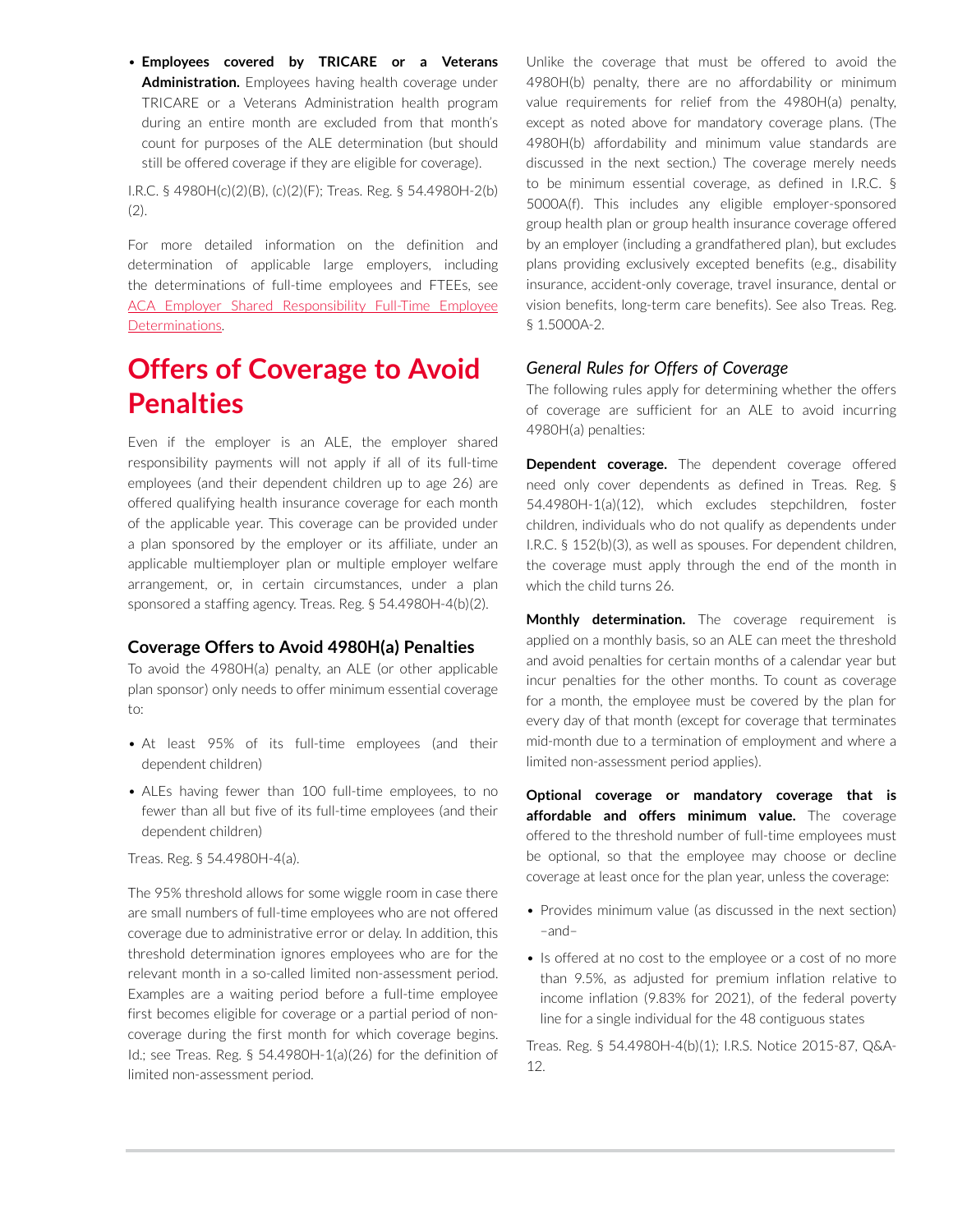- **Employees covered by TRICARE or a Veterans Administration.** Employees having health coverage under TRICARE or a Veterans Administration health program during an entire month are excluded from that month's count for purposes of the ALE determination (but should still be offered coverage if they are eligible for coverage).

I.R.C. § 4980H(c)(2)(B), (c)(2)(F); Treas. Reg. § 54.4980H-2(b)(2).

For more detailed information on the definition and determination of applicable large employers, including the determinations of full-time employees and FTEEs, see ACA Employer Shared Responsibility Full-Time Employee Determinations.

# Offers of Coverage to Avoid Penalties

Even if the employer is an ALE, the employer shared responsibility payments will not apply if all of its full-time employees (and their dependent children up to age 26) are offered qualifying health insurance coverage for each month of the applicable year. This coverage can be provided under a plan sponsored by the employer or its affiliate, under an applicable multiemployer plan or multiple employer welfare arrangement, or, in certain circumstances, under a plan sponsored a staffing agency. Treas. Reg. § 54.4980H-4(b)(2).

## Coverage Offers to Avoid 4980H(a) Penalties

To avoid the 4980H(a) penalty, an ALE (or other applicable plan sponsor) only needs to offer minimum essential coverage to:

- At least 95% of its full-time employees (and their dependent children)
- ALEs having fewer than 100 full-time employees, to no fewer than all but five of its full-time employees (and their dependent children)

Treas. Reg. § 54.4980H-4(a).

The 95% threshold allows for some wiggle room in case there are small numbers of full-time employees who are not offered coverage due to administrative error or delay. In addition, this threshold determination ignores employees who are for the relevant month in a so-called limited non-assessment period. Examples are a waiting period before a full-time employee first becomes eligible for coverage or a partial period of non-coverage during the first month for which coverage begins. Id.; see Treas. Reg. § 54.4980H-1(a)(26) for the definition of limited non-assessment period.

Unlike the coverage that must be offered to avoid the 4980H(b) penalty, there are no affordability or minimum value requirements for relief from the 4980H(a) penalty, except as noted above for mandatory coverage plans. (The 4980H(b) affordability and minimum value standards are discussed in the next section.) The coverage merely needs to be minimum essential coverage, as defined in I.R.C. § 5000A(f). This includes any eligible employer-sponsored group health plan or group health insurance coverage offered by an employer (including a grandfathered plan), but excludes plans providing exclusively excepted benefits (e.g., disability insurance, accident-only coverage, travel insurance, dental or vision benefits, long-term care benefits). See also Treas. Reg. § 1.5000A-2.

### *General Rules for Offers of Coverage*

The following rules apply for determining whether the offers of coverage are sufficient for an ALE to avoid incurring 4980H(a) penalties:

**Dependent coverage.** The dependent coverage offered need only cover dependents as defined in Treas. Reg. § 54.4980H-1(a)(12), which excludes stepchildren, foster children, individuals who do not qualify as dependents under I.R.C. § 152(b)(3), as well as spouses. For dependent children, the coverage must apply through the end of the month in which the child turns 26.

**Monthly determination.** The coverage requirement is applied on a monthly basis, so an ALE can meet the threshold and avoid penalties for certain months of a calendar year but incur penalties for the other months. To count as coverage for a month, the employee must be covered by the plan for every day of that month (except for coverage that terminates mid-month due to a termination of employment and where a limited non-assessment period applies).

**Optional coverage or mandatory coverage that is affordable and offers minimum value.** The coverage offered to the threshold number of full-time employees must be optional, so that the employee may choose or decline coverage at least once for the plan year, unless the coverage:

- Provides minimum value (as discussed in the next section) –and–
- Is offered at no cost to the employee or a cost of no more than 9.5%, as adjusted for premium inflation relative to income inflation (9.83% for 2021), of the federal poverty line for a single individual for the 48 contiguous states

Treas. Reg. § 54.4980H-4(b)(1); I.R.S. Notice 2015-87, Q&A-12.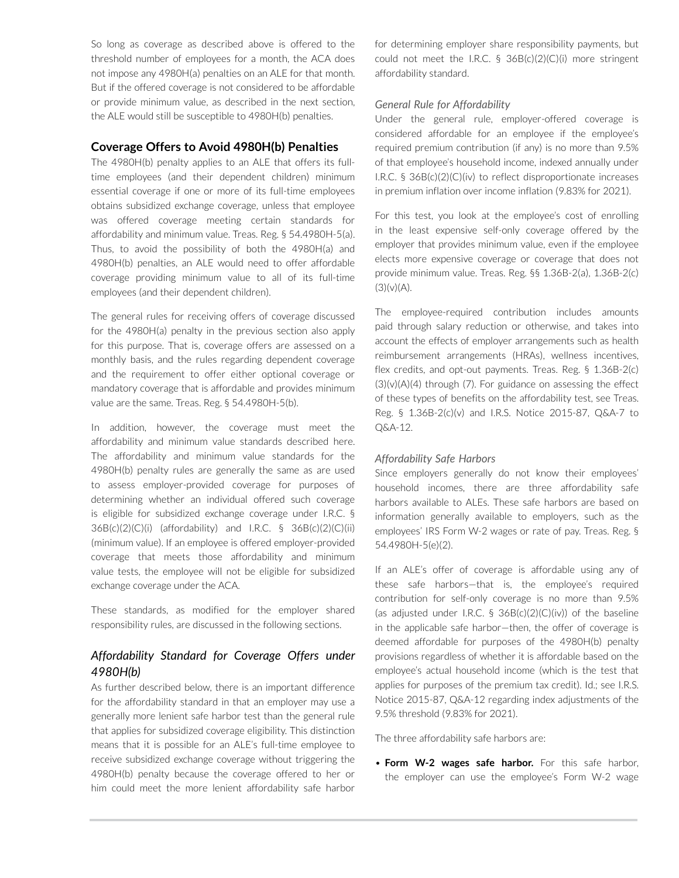So long as coverage as described above is offered to the threshold number of employees for a month, the ACA does not impose any 4980H(a) penalties on an ALE for that month. But if the offered coverage is not considered to be affordable or provide minimum value, as described in the next section, the ALE would still be susceptible to 4980H(b) penalties.

### Coverage Offers to Avoid 4980H(b) Penalties

The 4980H(b) penalty applies to an ALE that offers its full-time employees (and their dependent children) minimum essential coverage if one or more of its full-time employees obtains subsidized exchange coverage, unless that employee was offered coverage meeting certain standards for affordability and minimum value. Treas. Reg. § 54.4980H-5(a). Thus, to avoid the possibility of both the 4980H(a) and 4980H(b) penalties, an ALE would need to offer affordable coverage providing minimum value to all of its full-time employees (and their dependent children).

The general rules for receiving offers of coverage discussed for the 4980H(a) penalty in the previous section also apply for this purpose. That is, coverage offers are assessed on a monthly basis, and the rules regarding dependent coverage and the requirement to offer either optional coverage or mandatory coverage that is affordable and provides minimum value are the same. Treas. Reg. § 54.4980H-5(b).

In addition, however, the coverage must meet the affordability and minimum value standards described here. The affordability and minimum value standards for the 4980H(b) penalty rules are generally the same as are used to assess employer-provided coverage for purposes of determining whether an individual offered such coverage is eligible for subsidized exchange coverage under I.R.C. § 36B(c)(2)(C)(i) (affordability) and I.R.C. § 36B(c)(2)(C)(ii) (minimum value). If an employee is offered employer-provided coverage that meets those affordability and minimum value tests, the employee will not be eligible for subsidized exchange coverage under the ACA.

These standards, as modified for the employer shared responsibility rules, are discussed in the following sections.

### *Affordability Standard for Coverage Offers under 4980H(b)*

As further described below, there is an important difference for the affordability standard in that an employer may use a generally more lenient safe harbor test than the general rule that applies for subsidized coverage eligibility. This distinction means that it is possible for an ALE's full-time employee to receive subsidized exchange coverage without triggering the 4980H(b) penalty because the coverage offered to her or him could meet the more lenient affordability safe harbor for determining employer share responsibility payments, but could not meet the I.R.C. § 36B(c)(2)(C)(i) more stringent affordability standard.

#### *General Rule for Affordability*

Under the general rule, employer-offered coverage is considered affordable for an employee if the employee's required premium contribution (if any) is no more than 9.5% of that employee's household income, indexed annually under I.R.C. § 36B(c)(2)(C)(iv) to reflect disproportionate increases in premium inflation over income inflation (9.83% for 2021).

For this test, you look at the employee's cost of enrolling in the least expensive self-only coverage offered by the employer that provides minimum value, even if the employee elects more expensive coverage or coverage that does not provide minimum value. Treas. Reg. §§ 1.36B-2(a), 1.36B-2(c)(3)(v)(A).

The employee-required contribution includes amounts paid through salary reduction or otherwise, and takes into account the effects of employer arrangements such as health reimbursement arrangements (HRAs), wellness incentives, flex credits, and opt-out payments. Treas. Reg. § 1.36B-2(c)(3)(v)(A)(4) through (7). For guidance on assessing the effect of these types of benefits on the affordability test, see Treas. Reg. § 1.36B-2(c)(v) and I.R.S. Notice 2015-87, Q&A-7 to Q&A-12.

#### *Affordability Safe Harbors*

Since employers generally do not know their employees' household incomes, there are three affordability safe harbors available to ALEs. These safe harbors are based on information generally available to employers, such as the employees' IRS Form W-2 wages or rate of pay. Treas. Reg. § 54.4980H-5(e)(2).

If an ALE's offer of coverage is affordable using any of these safe harbors—that is, the employee's required contribution for self-only coverage is no more than 9.5% (as adjusted under I.R.C. § 36B(c)(2)(C)(iv)) of the baseline in the applicable safe harbor—then, the offer of coverage is deemed affordable for purposes of the 4980H(b) penalty provisions regardless of whether it is affordable based on the employee's actual household income (which is the test that applies for purposes of the premium tax credit). Id.; see I.R.S. Notice 2015-87, Q&A-12 regarding index adjustments of the 9.5% threshold (9.83% for 2021).

The three affordability safe harbors are:

- **Form W-2 wages safe harbor.** For this safe harbor, the employer can use the employee's Form W-2 wage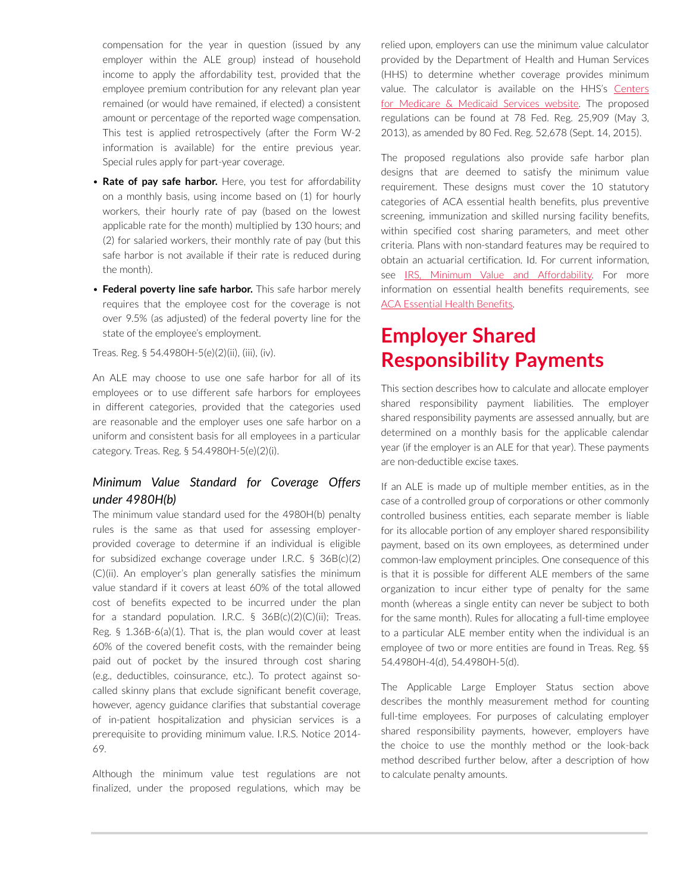compensation for the year in question (issued by any employer within the ALE group) instead of household income to apply the affordability test, provided that the employee premium contribution for any relevant plan year remained (or would have remained, if elected) a consistent amount or percentage of the reported wage compensation. This test is applied retrospectively (after the Form W-2 information is available) for the entire previous year. Special rules apply for part-year coverage.

- **Rate of pay safe harbor.** Here, you test for affordability on a monthly basis, using income based on (1) for hourly workers, their hourly rate of pay (based on the lowest applicable rate for the month) multiplied by 130 hours; and (2) for salaried workers, their monthly rate of pay (but this safe harbor is not available if their rate is reduced during the month).
- **Federal poverty line safe harbor.** This safe harbor merely requires that the employee cost for the coverage is not over 9.5% (as adjusted) of the federal poverty line for the state of the employee's employment.

Treas. Reg. § 54.4980H-5(e)(2)(ii), (iii), (iv).

An ALE may choose to use one safe harbor for all of its employees or to use different safe harbors for employees in different categories, provided that the categories used are reasonable and the employer uses one safe harbor on a uniform and consistent basis for all employees in a particular category. Treas. Reg. § 54.4980H-5(e)(2)(i).

### *Minimum Value Standard for Coverage Offers under 4980H(b)*

The minimum value standard used for the 4980H(b) penalty rules is the same as that used for assessing employer-provided coverage to determine if an individual is eligible for subsidized exchange coverage under I.R.C. § 36B(c)(2)(C)(ii). An employer's plan generally satisfies the minimum value standard if it covers at least 60% of the total allowed cost of benefits expected to be incurred under the plan for a standard population. I.R.C. § 36B(c)(2)(C)(ii); Treas. Reg. § 1.36B-6(a)(1). That is, the plan would cover at least 60% of the covered benefit costs, with the remainder being paid out of pocket by the insured through cost sharing (e.g., deductibles, coinsurance, etc.). To protect against so-called skinny plans that exclude significant benefit coverage, however, agency guidance clarifies that substantial coverage of in-patient hospitalization and physician services is a prerequisite to providing minimum value. I.R.S. Notice 2014-69.

Although the minimum value test regulations are not finalized, under the proposed regulations, which may be relied upon, employers can use the minimum value calculator provided by the Department of Health and Human Services (HHS) to determine whether coverage provides minimum value. The calculator is available on the HHS's Centers for Medicare & Medicaid Services website. The proposed regulations can be found at 78 Fed. Reg. 25,909 (May 3, 2013), as amended by 80 Fed. Reg. 52,678 (Sept. 14, 2015).

The proposed regulations also provide safe harbor plan designs that are deemed to satisfy the minimum value requirement. These designs must cover the 10 statutory categories of ACA essential health benefits, plus preventive screening, immunization and skilled nursing facility benefits, within specified cost sharing parameters, and meet other criteria. Plans with non-standard features may be required to obtain an actuarial certification. Id. For current information, see IRS, Minimum Value and Affordability. For more information on essential health benefits requirements, see ACA Essential Health Benefits.

## Employer Shared Responsibility Payments

This section describes how to calculate and allocate employer shared responsibility payment liabilities. The employer shared responsibility payments are assessed annually, but are determined on a monthly basis for the applicable calendar year (if the employer is an ALE for that year). These payments are non-deductible excise taxes.

If an ALE is made up of multiple member entities, as in the case of a controlled group of corporations or other commonly controlled business entities, each separate member is liable for its allocable portion of any employer shared responsibility payment, based on its own employees, as determined under common-law employment principles. One consequence of this is that it is possible for different ALE members of the same organization to incur either type of penalty for the same month (whereas a single entity can never be subject to both for the same month). Rules for allocating a full-time employee to a particular ALE member entity when the individual is an employee of two or more entities are found in Treas. Reg. §§ 54.4980H-4(d), 54.4980H-5(d).

The Applicable Large Employer Status section above describes the monthly measurement method for counting full-time employees. For purposes of calculating employer shared responsibility payments, however, employers have the choice to use the monthly method or the look-back method described further below, after a description of how to calculate penalty amounts.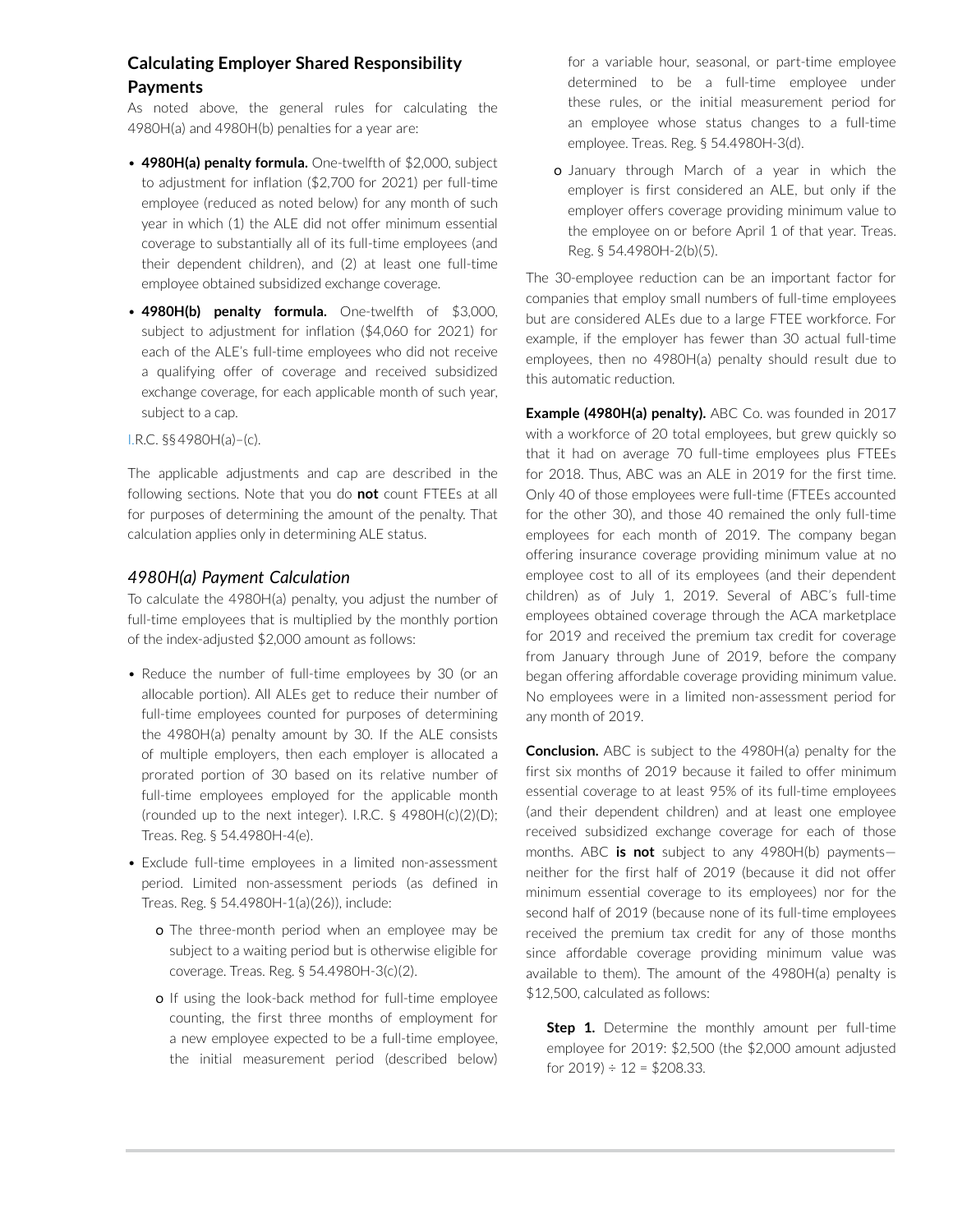## Calculating Employer Shared Responsibility Payments

As noted above, the general rules for calculating the 4980H(a) and 4980H(b) penalties for a year are:

- **4980H(a) penalty formula.** One-twelfth of $2,000, subject to adjustment for inflation ($2,700 for 2021) per full-time employee (reduced as noted below) for any month of such year in which (1) the ALE did not offer minimum essential coverage to substantially all of its full-time employees (and their dependent children), and (2) at least one full-time employee obtained subsidized exchange coverage.
- **4980H(b) penalty formula.** One-twelfth of $3,000, subject to adjustment for inflation ($4,060 for 2021) for each of the ALE's full-time employees who did not receive a qualifying offer of coverage and received subsidized exchange coverage, for each applicable month of such year, subject to a cap.

I.R.C. §§ 4980H(a)–(c).

The applicable adjustments and cap are described in the following sections. Note that you do **not** count FTEEs at all for purposes of determining the amount of the penalty. That calculation applies only in determining ALE status.

### *4980H(a) Payment Calculation*

To calculate the 4980H(a) penalty, you adjust the number of full-time employees that is multiplied by the monthly portion of the index-adjusted $2,000 amount as follows:

- Reduce the number of full-time employees by 30 (or an allocable portion). All ALEs get to reduce their number of full-time employees counted for purposes of determining the 4980H(a) penalty amount by 30. If the ALE consists of multiple employers, then each employer is allocated a prorated portion of 30 based on its relative number of full-time employees employed for the applicable month (rounded up to the next integer). I.R.C. § 4980H(c)(2)(D); Treas. Reg. § 54.4980H-4(e).
- Exclude full-time employees in a limited non-assessment period. Limited non-assessment periods (as defined in Treas. Reg. § 54.4980H-1(a)(26)), include:
  - The three-month period when an employee may be subject to a waiting period but is otherwise eligible for coverage. Treas. Reg. § 54.4980H-3(c)(2).
  - If using the look-back method for full-time employee counting, the first three months of employment for a new employee expected to be a full-time employee, the initial measurement period (described below) for a variable hour, seasonal, or part-time employee determined to be a full-time employee under these rules, or the initial measurement period for an employee whose status changes to a full-time employee. Treas. Reg. § 54.4980H-3(d).
  - January through March of a year in which the employer is first considered an ALE, but only if the employer offers coverage providing minimum value to the employee on or before April 1 of that year. Treas. Reg. § 54.4980H-2(b)(5).

The 30-employee reduction can be an important factor for companies that employ small numbers of full-time employees but are considered ALEs due to a large FTEE workforce. For example, if the employer has fewer than 30 actual full-time employees, then no 4980H(a) penalty should result due to this automatic reduction.

**Example (4980H(a) penalty).** ABC Co. was founded in 2017 with a workforce of 20 total employees, but grew quickly so that it had on average 70 full-time employees plus FTEEs for 2018. Thus, ABC was an ALE in 2019 for the first time. Only 40 of those employees were full-time (FTEEs accounted for the other 30), and those 40 remained the only full-time employees for each month of 2019. The company began offering insurance coverage providing minimum value at no employee cost to all of its employees (and their dependent children) as of July 1, 2019. Several of ABC's full-time employees obtained coverage through the ACA marketplace for 2019 and received the premium tax credit for coverage from January through June of 2019, before the company began offering affordable coverage providing minimum value. No employees were in a limited non-assessment period for any month of 2019.

**Conclusion.** ABC is subject to the 4980H(a) penalty for the first six months of 2019 because it failed to offer minimum essential coverage to at least 95% of its full-time employees (and their dependent children) and at least one employee received subsidized exchange coverage for each of those months. ABC **is not** subject to any 4980H(b) payments—neither for the first half of 2019 (because it did not offer minimum essential coverage to its employees) nor for the second half of 2019 (because none of its full-time employees received the premium tax credit for any of those months since affordable coverage providing minimum value was available to them). The amount of the 4980H(a) penalty is $12,500, calculated as follows:

**Step 1.** Determine the monthly amount per full-time employee for 2019: $2,500 (the $2,000 amount adjusted for 2019) ÷ 12 = $208.33.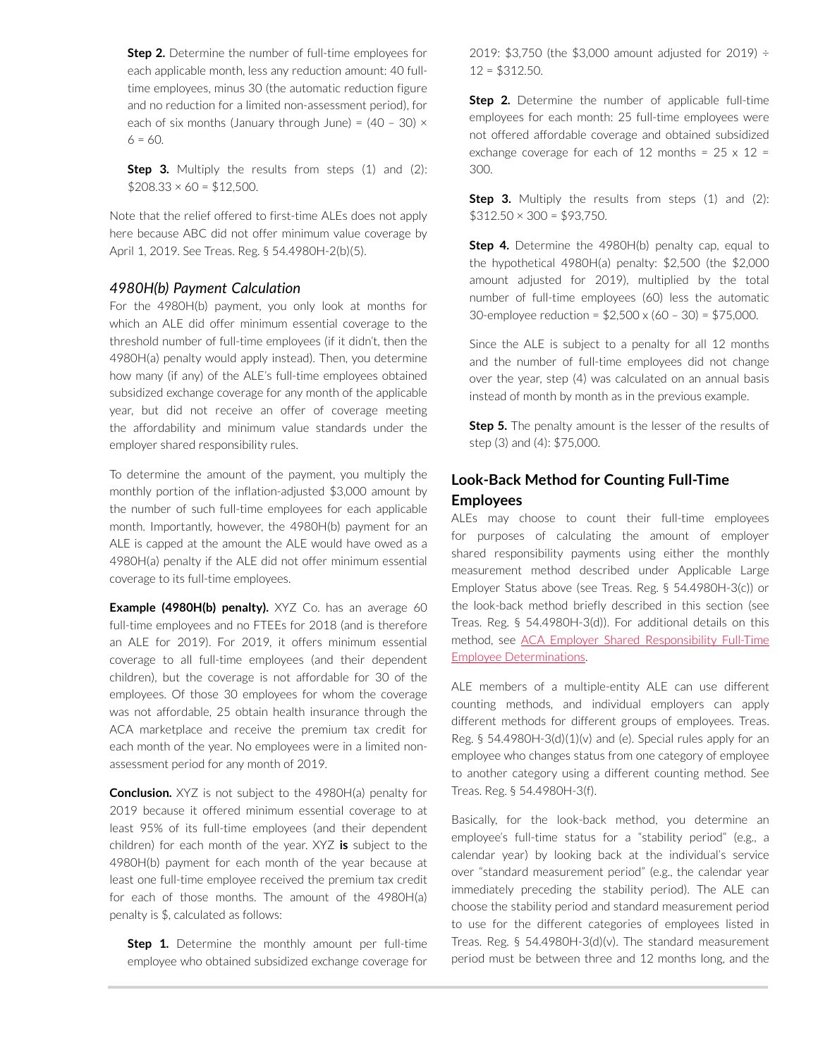**Step 2.** Determine the number of full-time employees for each applicable month, less any reduction amount: 40 full-time employees, minus 30 (the automatic reduction figure and no reduction for a limited non-assessment period), for each of six months (January through June) = (40 – 30) × 6 = 60.

**Step 3.** Multiply the results from steps (1) and (2): $208.33 × 60 = $12,500.

Note that the relief offered to first-time ALEs does not apply here because ABC did not offer minimum value coverage by April 1, 2019. See Treas. Reg. § 54.4980H-2(b)(5).

### *4980H(b) Payment Calculation*

For the 4980H(b) payment, you only look at months for which an ALE did offer minimum essential coverage to the threshold number of full-time employees (if it didn't, then the 4980H(a) penalty would apply instead). Then, you determine how many (if any) of the ALE's full-time employees obtained subsidized exchange coverage for any month of the applicable year, but did not receive an offer of coverage meeting the affordability and minimum value standards under the employer shared responsibility rules.

To determine the amount of the payment, you multiply the monthly portion of the inflation-adjusted $3,000 amount by the number of such full-time employees for each applicable month. Importantly, however, the 4980H(b) payment for an ALE is capped at the amount the ALE would have owed as a 4980H(a) penalty if the ALE did not offer minimum essential coverage to its full-time employees.

**Example (4980H(b) penalty).** XYZ Co. has an average 60 full-time employees and no FTEEs for 2018 (and is therefore an ALE for 2019). For 2019, it offers minimum essential coverage to all full-time employees (and their dependent children), but the coverage is not affordable for 30 of the employees. Of those 30 employees for whom the coverage was not affordable, 25 obtain health insurance through the ACA marketplace and receive the premium tax credit for each month of the year. No employees were in a limited non-assessment period for any month of 2019.

**Conclusion.** XYZ is not subject to the 4980H(a) penalty for 2019 because it offered minimum essential coverage to at least 95% of its full-time employees (and their dependent children) for each month of the year. XYZ **is** subject to the 4980H(b) payment for each month of the year because at least one full-time employee received the premium tax credit for each of those months. The amount of the 4980H(a) penalty is $, calculated as follows:

**Step 1.** Determine the monthly amount per full-time employee who obtained subsidized exchange coverage for 2019: $3,750 (the $3,000 amount adjusted for 2019) ÷ 12 = $312.50.

**Step 2.** Determine the number of applicable full-time employees for each month: 25 full-time employees were not offered affordable coverage and obtained subsidized exchange coverage for each of 12 months = 25 x 12 = 300.

**Step 3.** Multiply the results from steps (1) and (2): $312.50 × 300 = $93,750.

**Step 4.** Determine the 4980H(b) penalty cap, equal to the hypothetical 4980H(a) penalty: $2,500 (the $2,000 amount adjusted for 2019), multiplied by the total number of full-time employees (60) less the automatic 30-employee reduction = $2,500 x (60 – 30) = $75,000.

Since the ALE is subject to a penalty for all 12 months and the number of full-time employees did not change over the year, step (4) was calculated on an annual basis instead of month by month as in the previous example.

**Step 5.** The penalty amount is the lesser of the results of step (3) and (4): $75,000.

## Look-Back Method for Counting Full-Time Employees

ALEs may choose to count their full-time employees for purposes of calculating the amount of employer shared responsibility payments using either the monthly measurement method described under Applicable Large Employer Status above (see Treas. Reg. § 54.4980H-3(c)) or the look-back method briefly described in this section (see Treas. Reg. § 54.4980H-3(d)). For additional details on this method, see ACA Employer Shared Responsibility Full-Time Employee Determinations.

ALE members of a multiple-entity ALE can use different counting methods, and individual employers can apply different methods for different groups of employees. Treas. Reg. § 54.4980H-3(d)(1)(v) and (e). Special rules apply for an employee who changes status from one category of employee to another category using a different counting method. See Treas. Reg. § 54.4980H-3(f).

Basically, for the look-back method, you determine an employee's full-time status for a "stability period" (e.g., a calendar year) by looking back at the individual's service over "standard measurement period" (e.g., the calendar year immediately preceding the stability period). The ALE can choose the stability period and standard measurement period to use for the different categories of employees listed in Treas. Reg. § 54.4980H-3(d)(v). The standard measurement period must be between three and 12 months long, and the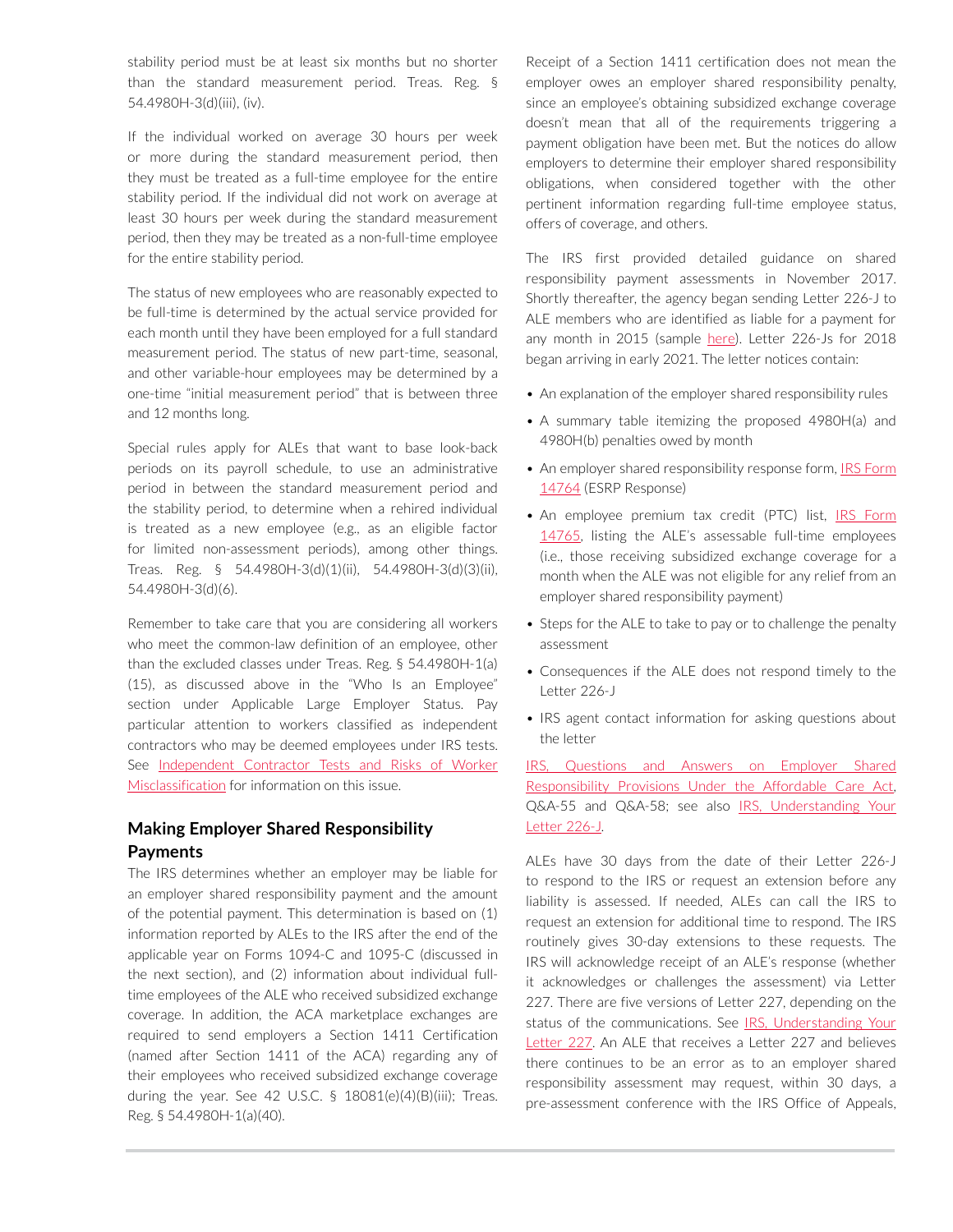stability period must be at least six months but no shorter than the standard measurement period. Treas. Reg. § 54.4980H-3(d)(iii), (iv).

If the individual worked on average 30 hours per week or more during the standard measurement period, then they must be treated as a full-time employee for the entire stability period. If the individual did not work on average at least 30 hours per week during the standard measurement period, then they may be treated as a non-full-time employee for the entire stability period.

The status of new employees who are reasonably expected to be full-time is determined by the actual service provided for each month until they have been employed for a full standard measurement period. The status of new part-time, seasonal, and other variable-hour employees may be determined by a one-time "initial measurement period" that is between three and 12 months long.

Special rules apply for ALEs that want to base look-back periods on its payroll schedule, to use an administrative period in between the standard measurement period and the stability period, to determine when a rehired individual is treated as a new employee (e.g., as an eligible factor for limited non-assessment periods), among other things. Treas. Reg. § 54.4980H-3(d)(1)(ii), 54.4980H-3(d)(3)(ii), 54.4980H-3(d)(6).

Remember to take care that you are considering all workers who meet the common-law definition of an employee, other than the excluded classes under Treas. Reg. § 54.4980H-1(a)(15), as discussed above in the "Who Is an Employee" section under Applicable Large Employer Status. Pay particular attention to workers classified as independent contractors who may be deemed employees under IRS tests. See Independent Contractor Tests and Risks of Worker Misclassification for information on this issue.

## Making Employer Shared Responsibility Payments

The IRS determines whether an employer may be liable for an employer shared responsibility payment and the amount of the potential payment. This determination is based on (1) information reported by ALEs to the IRS after the end of the applicable year on Forms 1094-C and 1095-C (discussed in the next section), and (2) information about individual full-time employees of the ALE who received subsidized exchange coverage. In addition, the ACA marketplace exchanges are required to send employers a Section 1411 Certification (named after Section 1411 of the ACA) regarding any of their employees who received subsidized exchange coverage during the year. See 42 U.S.C. § 18081(e)(4)(B)(iii); Treas. Reg. § 54.4980H-1(a)(40).

Receipt of a Section 1411 certification does not mean the employer owes an employer shared responsibility penalty, since an employee's obtaining subsidized exchange coverage doesn't mean that all of the requirements triggering a payment obligation have been met. But the notices do allow employers to determine their employer shared responsibility obligations, when considered together with the other pertinent information regarding full-time employee status, offers of coverage, and others.

The IRS first provided detailed guidance on shared responsibility payment assessments in November 2017. Shortly thereafter, the agency began sending Letter 226-J to ALE members who are identified as liable for a payment for any month in 2015 (sample here). Letter 226-Js for 2018 began arriving in early 2021. The letter notices contain:

- An explanation of the employer shared responsibility rules
- A summary table itemizing the proposed 4980H(a) and 4980H(b) penalties owed by month
- An employer shared responsibility response form, IRS Form 14764 (ESRP Response)
- An employee premium tax credit (PTC) list, IRS Form 14765, listing the ALE's assessable full-time employees (i.e., those receiving subsidized exchange coverage for a month when the ALE was not eligible for any relief from an employer shared responsibility payment)
- Steps for the ALE to take to pay or to challenge the penalty assessment
- Consequences if the ALE does not respond timely to the Letter 226-J
- IRS agent contact information for asking questions about the letter

IRS, Questions and Answers on Employer Shared Responsibility Provisions Under the Affordable Care Act, Q&A-55 and Q&A-58; see also IRS, Understanding Your Letter 226-J.

ALEs have 30 days from the date of their Letter 226-J to respond to the IRS or request an extension before any liability is assessed. If needed, ALEs can call the IRS to request an extension for additional time to respond. The IRS routinely gives 30-day extensions to these requests. The IRS will acknowledge receipt of an ALE's response (whether it acknowledges or challenges the assessment) via Letter 227. There are five versions of Letter 227, depending on the status of the communications. See IRS, Understanding Your Letter 227. An ALE that receives a Letter 227 and believes there continues to be an error as to an employer shared responsibility assessment may request, within 30 days, a pre-assessment conference with the IRS Office of Appeals,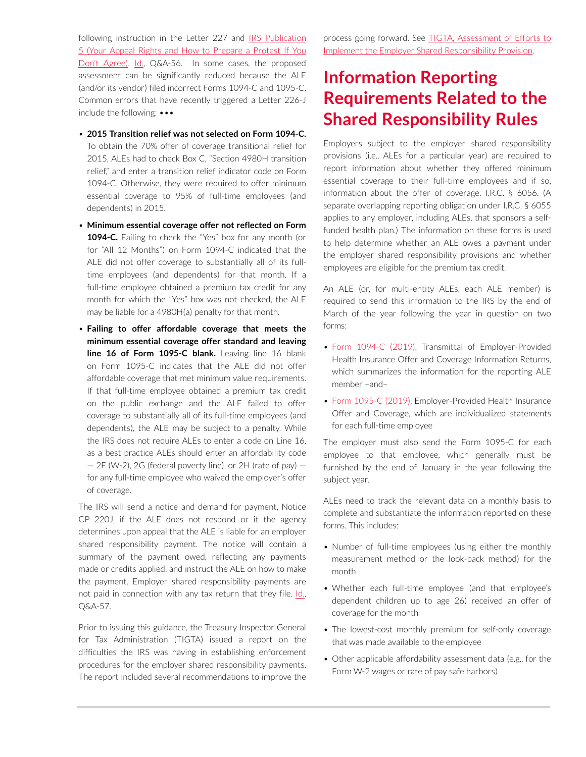following instruction in the Letter 227 and IRS Publication 5 (Your Appeal Rights and How to Prepare a Protest If You Don't Agree). Id., Q&A-56. In some cases, the proposed assessment can be significantly reduced because the ALE (and/or its vendor) filed incorrect Forms 1094-C and 1095-C. Common errors that have recently triggered a Letter 226-J include the following: • • •

- **2015 Transition relief was not selected on Form 1094-C.** To obtain the 70% offer of coverage transitional relief for 2015, ALEs had to check Box C, "Section 4980H transition relief," and enter a transition relief indicator code on Form 1094-C. Otherwise, they were required to offer minimum essential coverage to 95% of full-time employees (and dependents) in 2015.
- **Minimum essential coverage offer not reflected on Form 1094-C.** Failing to check the "Yes" box for any month (or for "All 12 Months") on Form 1094-C indicated that the ALE did not offer coverage to substantially all of its full-time employees (and dependents) for that month. If a full-time employee obtained a premium tax credit for any month for which the "Yes" box was not checked, the ALE may be liable for a 4980H(a) penalty for that month.
- **Failing to offer affordable coverage that meets the minimum essential coverage offer standard and leaving line 16 of Form 1095-C blank.** Leaving line 16 blank on Form 1095-C indicates that the ALE did not offer affordable coverage that met minimum value requirements. If that full-time employee obtained a premium tax credit on the public exchange and the ALE failed to offer coverage to substantially all of its full-time employees (and dependents), the ALE may be subject to a penalty. While the IRS does not require ALEs to enter a code on Line 16, as a best practice ALEs should enter an affordability code — 2F (W-2), 2G (federal poverty line), or 2H (rate of pay) — for any full-time employee who waived the employer's offer of coverage.

The IRS will send a notice and demand for payment, Notice CP 220J, if the ALE does not respond or it the agency determines upon appeal that the ALE is liable for an employer shared responsibility payment. The notice will contain a summary of the payment owed, reflecting any payments made or credits applied, and instruct the ALE on how to make the payment. Employer shared responsibility payments are not paid in connection with any tax return that they file. Id., Q&A-57.

Prior to issuing this guidance, the Treasury Inspector General for Tax Administration (TIGTA) issued a report on the difficulties the IRS was having in establishing enforcement procedures for the employer shared responsibility payments. The report included several recommendations to improve the process going forward. See TIGTA, Assessment of Efforts to Implement the Employer Shared Responsibility Provision.

# Information Reporting Requirements Related to the Shared Responsibility Rules

Employers subject to the employer shared responsibility provisions (i.e., ALEs for a particular year) are required to report information about whether they offered minimum essential coverage to their full-time employees and if so, information about the offer of coverage. I.R.C. § 6056. (A separate overlapping reporting obligation under I.R.C. § 6055 applies to any employer, including ALEs, that sponsors a self-funded health plan.) The information on these forms is used to help determine whether an ALE owes a payment under the employer shared responsibility provisions and whether employees are eligible for the premium tax credit.

An ALE (or, for multi-entity ALEs, each ALE member) is required to send this information to the IRS by the end of March of the year following the year in question on two forms:

- Form 1094-C (2019), Transmittal of Employer-Provided Health Insurance Offer and Coverage Information Returns, which summarizes the information for the reporting ALE member –and–
- Form 1095-C (2019), Employer-Provided Health Insurance Offer and Coverage, which are individualized statements for each full-time employee

The employer must also send the Form 1095-C for each employee to that employee, which generally must be furnished by the end of January in the year following the subject year.

ALEs need to track the relevant data on a monthly basis to complete and substantiate the information reported on these forms. This includes:

- Number of full-time employees (using either the monthly measurement method or the look-back method) for the month
- Whether each full-time employee (and that employee's dependent children up to age 26) received an offer of coverage for the month
- The lowest-cost monthly premium for self-only coverage that was made available to the employee
- Other applicable affordability assessment data (e.g., for the Form W-2 wages or rate of pay safe harbors)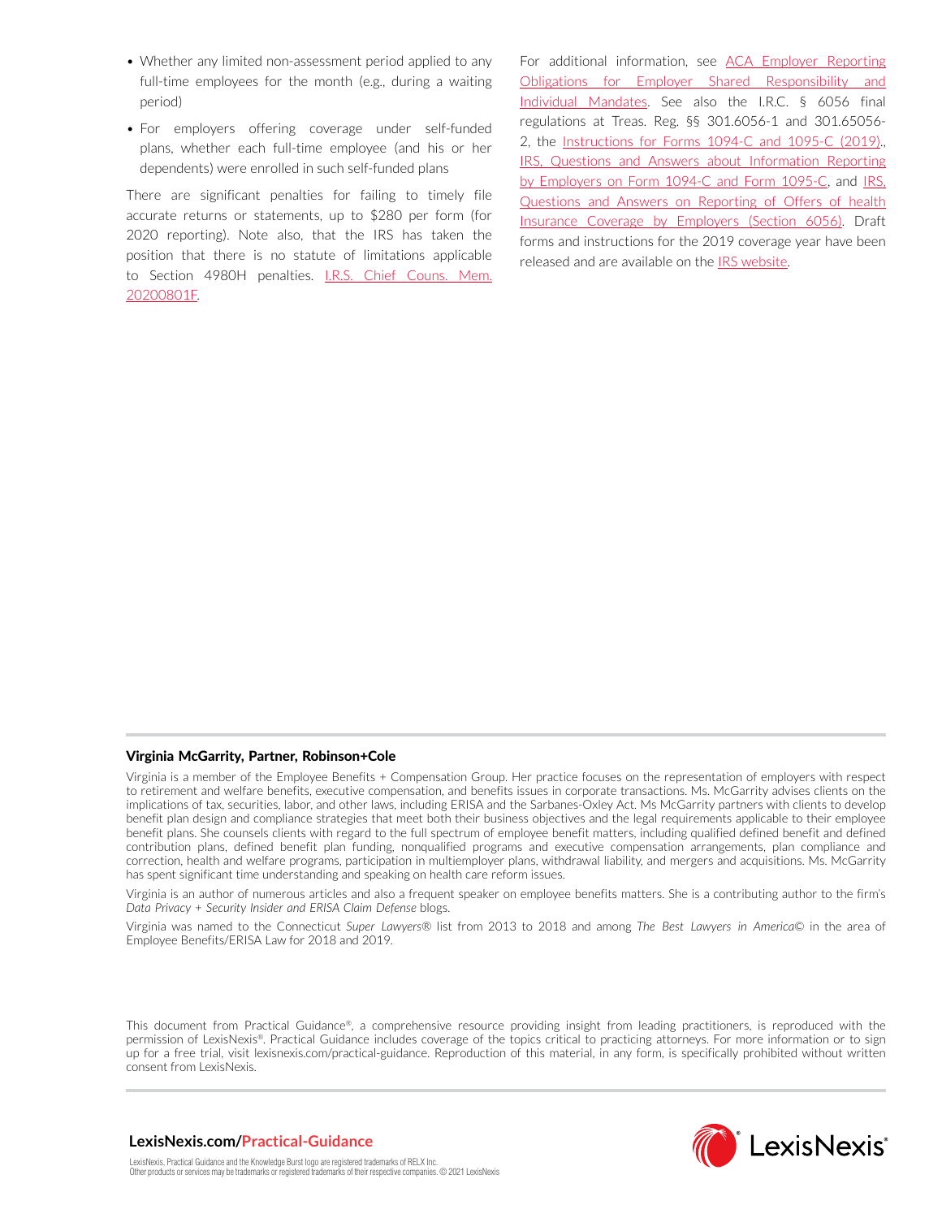- Whether any limited non-assessment period applied to any full-time employees for the month (e.g., during a waiting period)
- For employers offering coverage under self-funded plans, whether each full-time employee (and his or her dependents) were enrolled in such self-funded plans

There are significant penalties for failing to timely file accurate returns or statements, up to $280 per form (for 2020 reporting). Note also, that the IRS has taken the position that there is no statute of limitations applicable to Section 4980H penalties. I.R.S. Chief Couns. Mem. 20200801F.

For additional information, see ACA Employer Reporting Obligations for Employer Shared Responsibility and Individual Mandates. See also the I.R.C. § 6056 final regulations at Treas. Reg. §§ 301.6056-1 and 301.65056-2, the Instructions for Forms 1094-C and 1095-C (2019)., IRS, Questions and Answers about Information Reporting by Employers on Form 1094-C and Form 1095-C, and IRS, Questions and Answers on Reporting of Offers of health Insurance Coverage by Employers (Section 6056). Draft forms and instructions for the 2019 coverage year have been released and are available on the IRS website.

**Virginia McGarrity, Partner, Robinson+Cole**

Virginia is a member of the Employee Benefits + Compensation Group. Her practice focuses on the representation of employers with respect to retirement and welfare benefits, executive compensation, and benefits issues in corporate transactions. Ms. McGarrity advises clients on the implications of tax, securities, labor, and other laws, including ERISA and the Sarbanes-Oxley Act. Ms McGarrity partners with clients to develop benefit plan design and compliance strategies that meet both their business objectives and the legal requirements applicable to their employee benefit plans. She counsels clients with regard to the full spectrum of employee benefit matters, including qualified defined benefit and defined contribution plans, defined benefit plan funding, nonqualified programs and executive compensation arrangements, plan compliance and correction, health and welfare programs, participation in multiemployer plans, withdrawal liability, and mergers and acquisitions. Ms. McGarrity has spent significant time understanding and speaking on health care reform issues.

Virginia is an author of numerous articles and also a frequent speaker on employee benefits matters. She is a contributing author to the firm's *Data Privacy + Security Insider and ERISA Claim Defense* blogs.

Virginia was named to the Connecticut *Super Lawyers®* list from 2013 to 2018 and among *The Best Lawyers in America©* in the area of Employee Benefits/ERISA Law for 2018 and 2019.

This document from Practical Guidance®, a comprehensive resource providing insight from leading practitioners, is reproduced with the permission of LexisNexis®. Practical Guidance includes coverage of the topics critical to practicing attorneys. For more information or to sign up for a free trial, visit lexisnexis.com/practical-guidance. Reproduction of this material, in any form, is specifically prohibited without written consent from LexisNexis.

**LexisNexis.com/Practical-Guidance**

LexisNexis, Practical Guidance and the Knowledge Burst logo are registered trademarks of RELX Inc.
Other products or services may be trademarks or registered trademarks of their respective companies. © 2021 LexisNexis